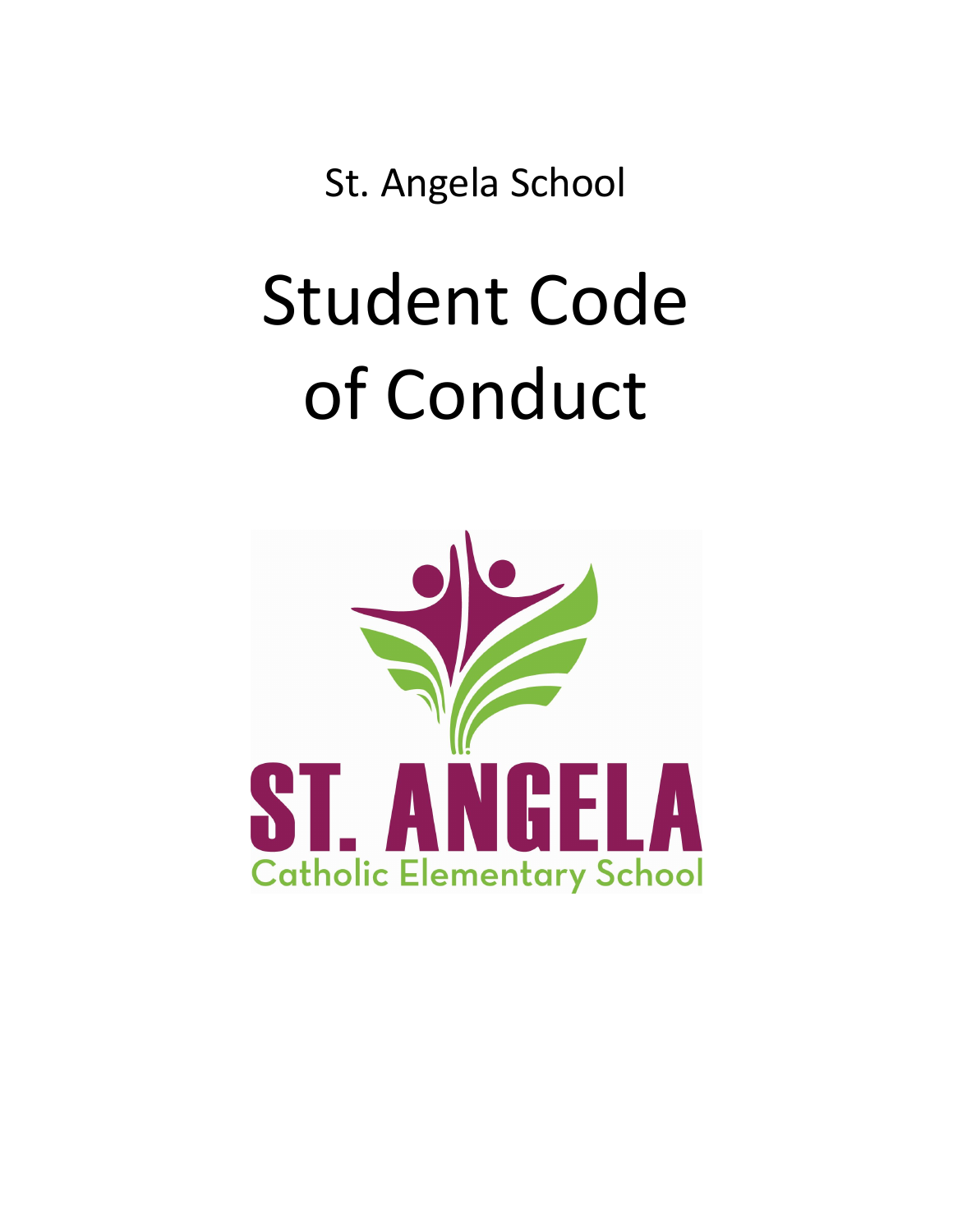St. Angela School

# Student Code of Conduct

ST. ANGELA

Catholic Elementary School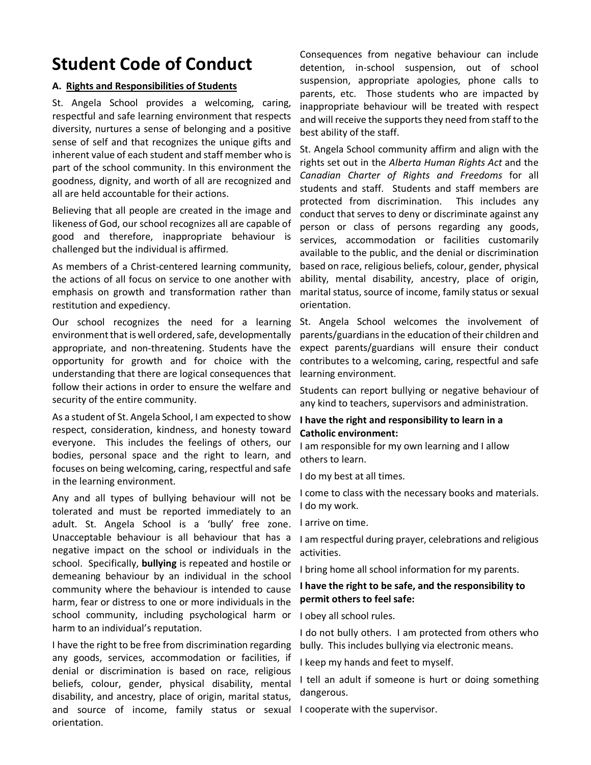# Student Code of Conduct

**A. Rights and Responsibilities of Students**

St. Angela School provides a welcoming, caring, respectful and safe learning environment that respects diversity, nurtures a sense of belonging and a positive sense of self and that recognizes the unique gifts and inherent value of each student and staff member who is part of the school community. In this environment the goodness, dignity, and worth of all are recognized and all are held accountable for their actions.

Believing that all people are created in the image and likeness of God, our school recognizes all are capable of good and therefore, inappropriate behaviour is challenged but the individual is affirmed.

As members of a Christ-centered learning community, the actions of all focus on service to one another with emphasis on growth and transformation rather than restitution and expediency.

Our school recognizes the need for a learning environment that is well ordered, safe, developmentally appropriate, and non-threatening. Students have the opportunity for growth and for choice with the understanding that there are logical consequences that follow their actions in order to ensure the welfare and security of the entire community.

As a student of St. Angela School, I am expected to show respect, consideration, kindness, and honesty toward everyone. This includes the feelings of others, our bodies, personal space and the right to learn, and focuses on being welcoming, caring, respectful and safe in the learning environment.

Any and all types of bullying behaviour will not be tolerated and must be reported immediately to an adult. St. Angela School is a 'bully' free zone. Unacceptable behaviour is all behaviour that has a negative impact on the school or individuals in the school. Specifically, **bullying** is repeated and hostile or demeaning behaviour by an individual in the school community where the behaviour is intended to cause harm, fear or distress to one or more individuals in the school community, including psychological harm or harm to an individual's reputation.

I have the right to be free from discrimination regarding any goods, services, accommodation or facilities, if denial or discrimination is based on race, religious beliefs, colour, gender, physical disability, mental disability, and ancestry, place of origin, marital status, and source of income, family status or sexual orientation.

Consequences from negative behaviour can include detention, in-school suspension, out of school suspension, appropriate apologies, phone calls to parents, etc. Those students who are impacted by inappropriate behaviour will be treated with respect and will receive the supports they need from staff to the best ability of the staff.

St. Angela School community affirm and align with the rights set out in the *Alberta Human Rights Act* and the *Canadian Charter of Rights and Freedoms* for all students and staff. Students and staff members are protected from discrimination. This includes any conduct that serves to deny or discriminate against any person or class of persons regarding any goods, services, accommodation or facilities customarily available to the public, and the denial or discrimination based on race, religious beliefs, colour, gender, physical ability, mental disability, ancestry, place of origin, marital status, source of income, family status or sexual orientation.

St. Angela School welcomes the involvement of parents/guardians in the education of their children and expect parents/guardians will ensure their conduct contributes to a welcoming, caring, respectful and safe learning environment.

Students can report bullying or negative behaviour of any kind to teachers, supervisors and administration.

**I have the right and responsibility to learn in a Catholic environment:**

I am responsible for my own learning and I allow others to learn.

I do my best at all times.

I come to class with the necessary books and materials. I do my work.

I arrive on time.

I am respectful during prayer, celebrations and religious activities.

I bring home all school information for my parents.

**I have the right to be safe, and the responsibility to permit others to feel safe:**

I obey all school rules.

I do not bully others. I am protected from others who bully. This includes bullying via electronic means.

I keep my hands and feet to myself.

I tell an adult if someone is hurt or doing something dangerous.

I cooperate with the supervisor.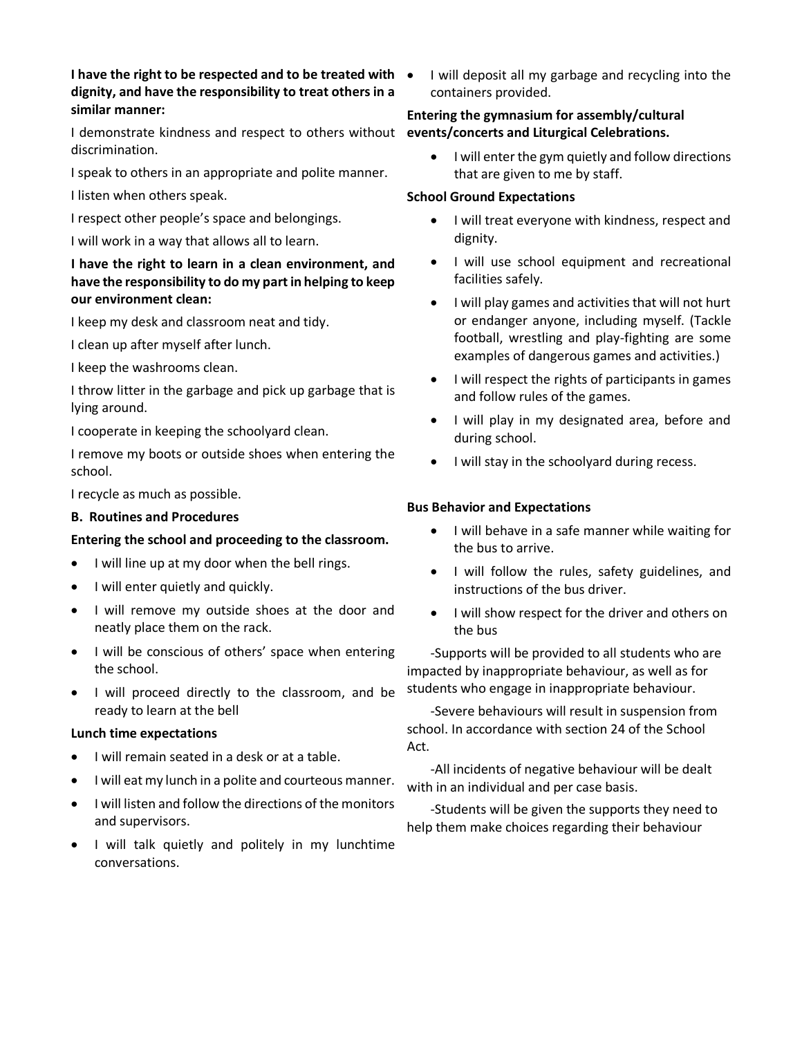**I have the right to be respected and to be treated with dignity, and have the responsibility to treat others in a similar manner:**

I demonstrate kindness and respect to others without discrimination.

I speak to others in an appropriate and polite manner.

I listen when others speak.

I respect other people's space and belongings.

I will work in a way that allows all to learn.

**I have the right to learn in a clean environment, and have the responsibility to do my part in helping to keep our environment clean:**

I keep my desk and classroom neat and tidy.

I clean up after myself after lunch.

I keep the washrooms clean.

I throw litter in the garbage and pick up garbage that is lying around.

I cooperate in keeping the schoolyard clean.

I remove my boots or outside shoes when entering the school.

I recycle as much as possible.

**B. Routines and Procedures**

**Entering the school and proceeding to the classroom.**

- I will line up at my door when the bell rings.
- I will enter quietly and quickly.
- I will remove my outside shoes at the door and neatly place them on the rack.
- I will be conscious of others' space when entering the school.
- I will proceed directly to the classroom, and be ready to learn at the bell

**Lunch time expectations**

- I will remain seated in a desk or at a table.
- I will eat my lunch in a polite and courteous manner.
- I will listen and follow the directions of the monitors and supervisors.
- I will talk quietly and politely in my lunchtime conversations.
- I will deposit all my garbage and recycling into the containers provided.

**Entering the gymnasium for assembly/cultural events/concerts and Liturgical Celebrations.**

- I will enter the gym quietly and follow directions that are given to me by staff.

**School Ground Expectations**

- I will treat everyone with kindness, respect and dignity.
- I will use school equipment and recreational facilities safely.
- I will play games and activities that will not hurt or endanger anyone, including myself. (Tackle football, wrestling and play-fighting are some examples of dangerous games and activities.)
- I will respect the rights of participants in games and follow rules of the games.
- I will play in my designated area, before and during school.
- I will stay in the schoolyard during recess.

**Bus Behavior and Expectations**

- I will behave in a safe manner while waiting for the bus to arrive.
- I will follow the rules, safety guidelines, and instructions of the bus driver.
- I will show respect for the driver and others on the bus

-Supports will be provided to all students who are impacted by inappropriate behaviour, as well as for students who engage in inappropriate behaviour.

-Severe behaviours will result in suspension from school. In accordance with section 24 of the School Act.

-All incidents of negative behaviour will be dealt with in an individual and per case basis.

-Students will be given the supports they need to help them make choices regarding their behaviour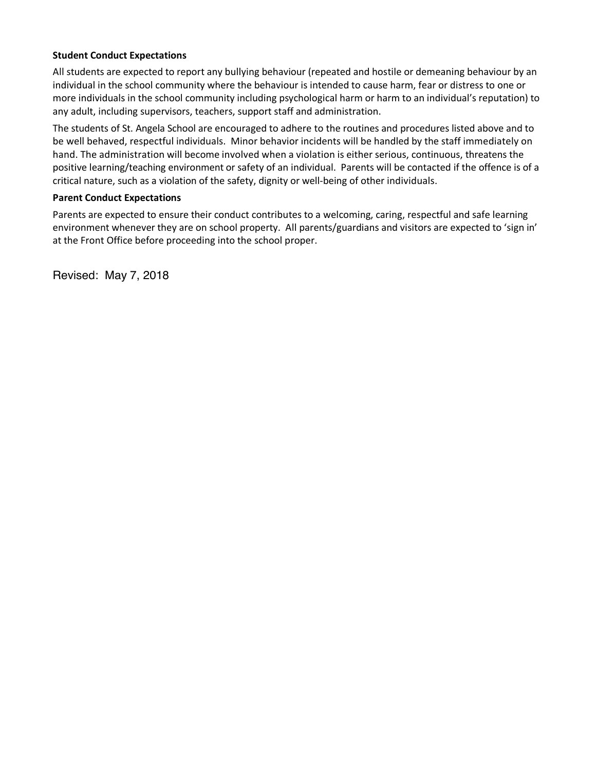**Student Conduct Expectations**

All students are expected to report any bullying behaviour (repeated and hostile or demeaning behaviour by an individual in the school community where the behaviour is intended to cause harm, fear or distress to one or more individuals in the school community including psychological harm or harm to an individual's reputation) to any adult, including supervisors, teachers, support staff and administration.

The students of St. Angela School are encouraged to adhere to the routines and procedures listed above and to be well behaved, respectful individuals. Minor behavior incidents will be handled by the staff immediately on hand. The administration will become involved when a violation is either serious, continuous, threatens the positive learning/teaching environment or safety of an individual. Parents will be contacted if the offence is of a critical nature, such as a violation of the safety, dignity or well-being of other individuals.

**Parent Conduct Expectations**

Parents are expected to ensure their conduct contributes to a welcoming, caring, respectful and safe learning environment whenever they are on school property. All parents/guardians and visitors are expected to 'sign in' at the Front Office before proceeding into the school proper.

Revised: May 7, 2018